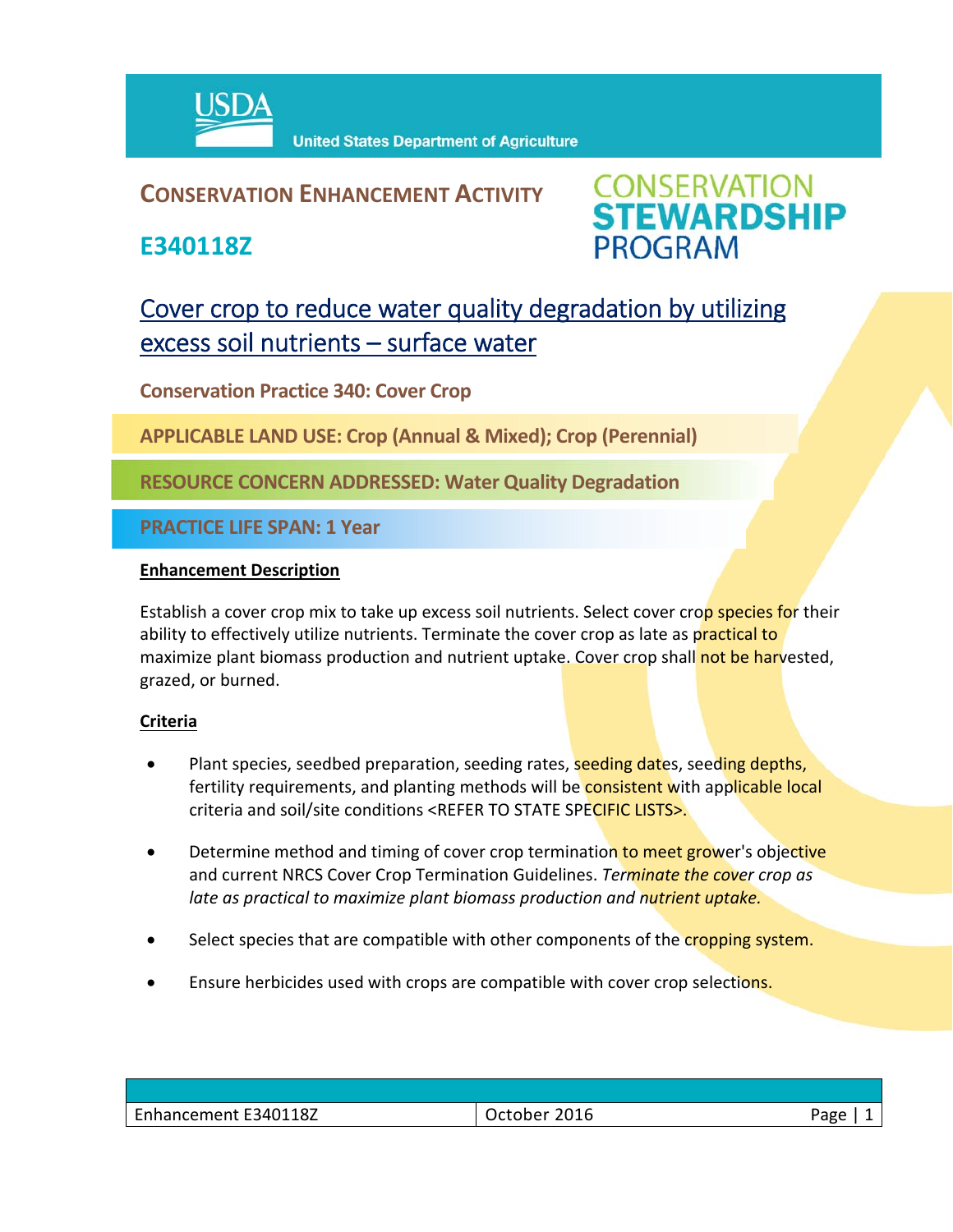United States Department of Agriculture

**CONSERVATION ENHANCEMENT ACTIVITY**

# E340118Z

CONSERVATION STEWARDSHIP PROGRAM

## Cover crop to reduce water quality degradation by utilizing excess soil nutrients – surface water

**Conservation Practice 340: Cover Crop**

**APPLICABLE LAND USE: Crop (Annual & Mixed); Crop (Perennial)**

**RESOURCE CONCERN ADDRESSED: Water Quality Degradation**

**PRACTICE LIFE SPAN: 1 Year**

### Enhancement Description

Establish a cover crop mix to take up excess soil nutrients. Select cover crop species for their ability to effectively utilize nutrients. Terminate the cover crop as late as practical to maximize plant biomass production and nutrient uptake. Cover crop shall not be harvested, grazed, or burned.

### Criteria

- Plant species, seedbed preparation, seeding rates, seeding dates, seeding depths, fertility requirements, and planting methods will be consistent with applicable local criteria and soil/site conditions <REFER TO STATE SPECIFIC LISTS>.
- Determine method and timing of cover crop termination to meet grower's objective and current NRCS Cover Crop Termination Guidelines. *Terminate the cover crop as late as practical to maximize plant biomass production and nutrient uptake.*
- Select species that are compatible with other components of the cropping system.
- Ensure herbicides used with crops are compatible with cover crop selections.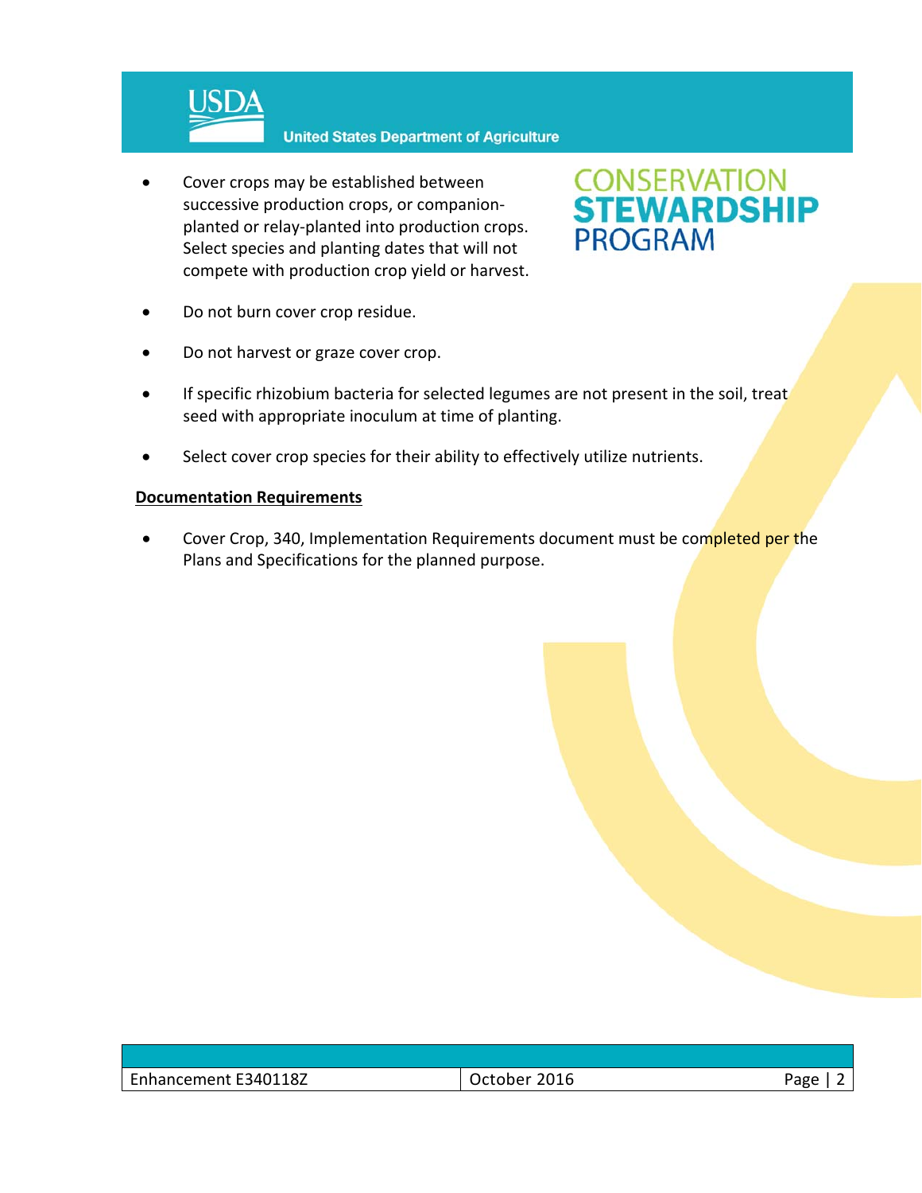- Cover crops may be established between successive production crops, or companion-planted or relay-planted into production crops. Select species and planting dates that will not compete with production crop yield or harvest.
- Do not burn cover crop residue.
- Do not harvest or graze cover crop.
- If specific rhizobium bacteria for selected legumes are not present in the soil, treat seed with appropriate inoculum at time of planting.
- Select cover crop species for their ability to effectively utilize nutrients.

**Documentation Requirements**

- Cover Crop, 340, Implementation Requirements document must be completed per the Plans and Specifications for the planned purpose.